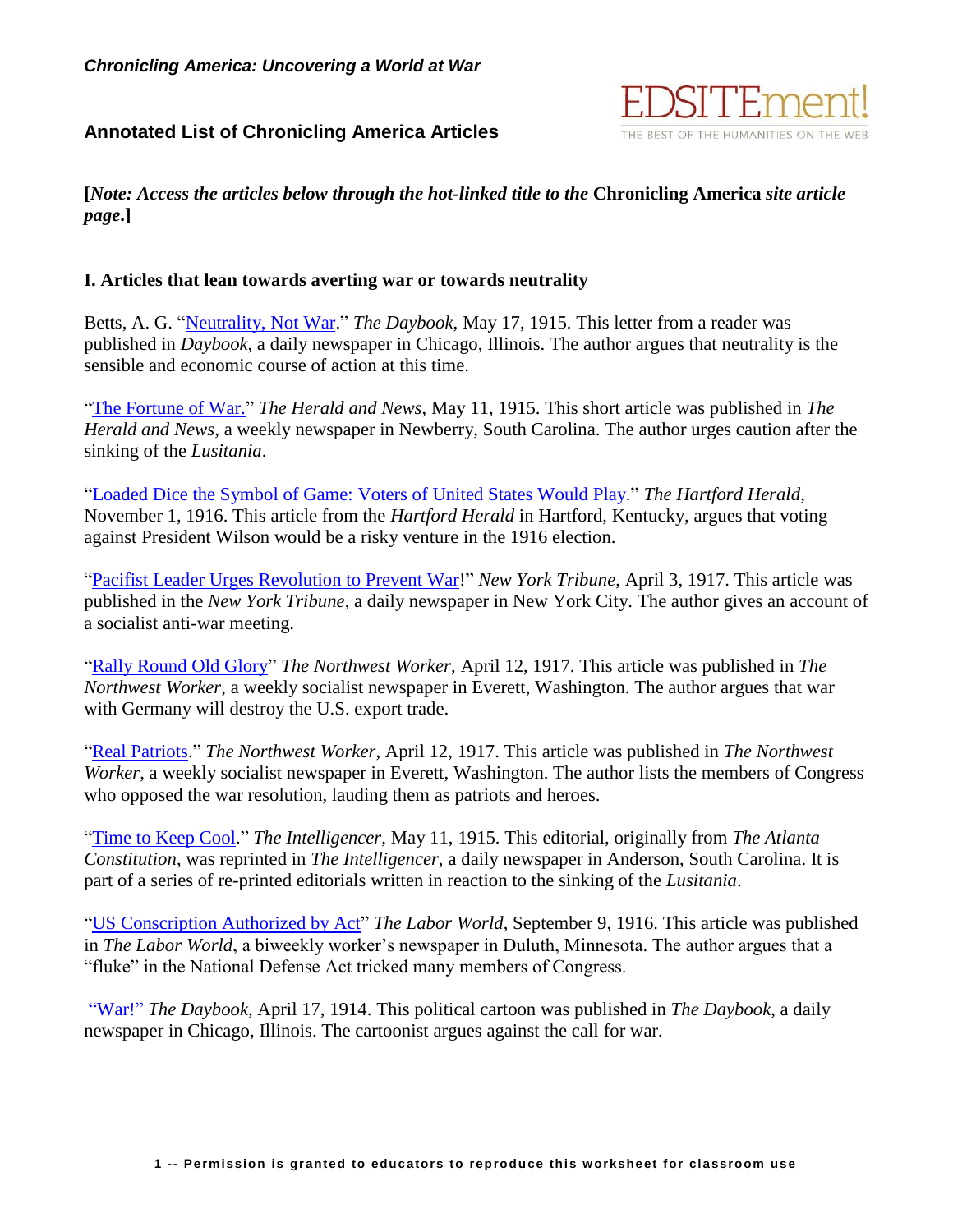*Chronicling America: Uncovering a World at War*

## Annotated List of Chronicling America Articles

**[*Note: Access the articles below through the hot-linked title to the* Chronicling America *site article page*.]**

### I. Articles that lean towards averting war or towards neutrality

Betts, A. G. "Neutrality, Not War." *The Daybook*, May 17, 1915. This letter from a reader was published in *Daybook*, a daily newspaper in Chicago, Illinois. The author argues that neutrality is the sensible and economic course of action at this time.

"The Fortune of War." *The Herald and News*, May 11, 1915. This short article was published in *The Herald and News*, a weekly newspaper in Newberry, South Carolina. The author urges caution after the sinking of the *Lusitania*.

"Loaded Dice the Symbol of Game: Voters of United States Would Play." *The Hartford Herald*, November 1, 1916. This article from the *Hartford Herald* in Hartford, Kentucky, argues that voting against President Wilson would be a risky venture in the 1916 election.

"Pacifist Leader Urges Revolution to Prevent War!" *New York Tribune*, April 3, 1917. This article was published in the *New York Tribune*, a daily newspaper in New York City. The author gives an account of a socialist anti-war meeting.

"Rally Round Old Glory" *The Northwest Worker*, April 12, 1917. This article was published in *The Northwest Worker*, a weekly socialist newspaper in Everett, Washington. The author argues that war with Germany will destroy the U.S. export trade.

"Real Patriots." *The Northwest Worker*, April 12, 1917. This article was published in *The Northwest Worker*, a weekly socialist newspaper in Everett, Washington. The author lists the members of Congress who opposed the war resolution, lauding them as patriots and heroes.

"Time to Keep Cool." *The Intelligencer*, May 11, 1915. This editorial, originally from *The Atlanta Constitution*, was reprinted in *The Intelligencer*, a daily newspaper in Anderson, South Carolina. It is part of a series of re-printed editorials written in reaction to the sinking of the *Lusitania*.

"US Conscription Authorized by Act" *The Labor World*, September 9, 1916. This article was published in *The Labor World*, a biweekly worker's newspaper in Duluth, Minnesota. The author argues that a "fluke" in the National Defense Act tricked many members of Congress.

"War!" *The Daybook*, April 17, 1914. This political cartoon was published in *The Daybook*, a daily newspaper in Chicago, Illinois. The cartoonist argues against the call for war.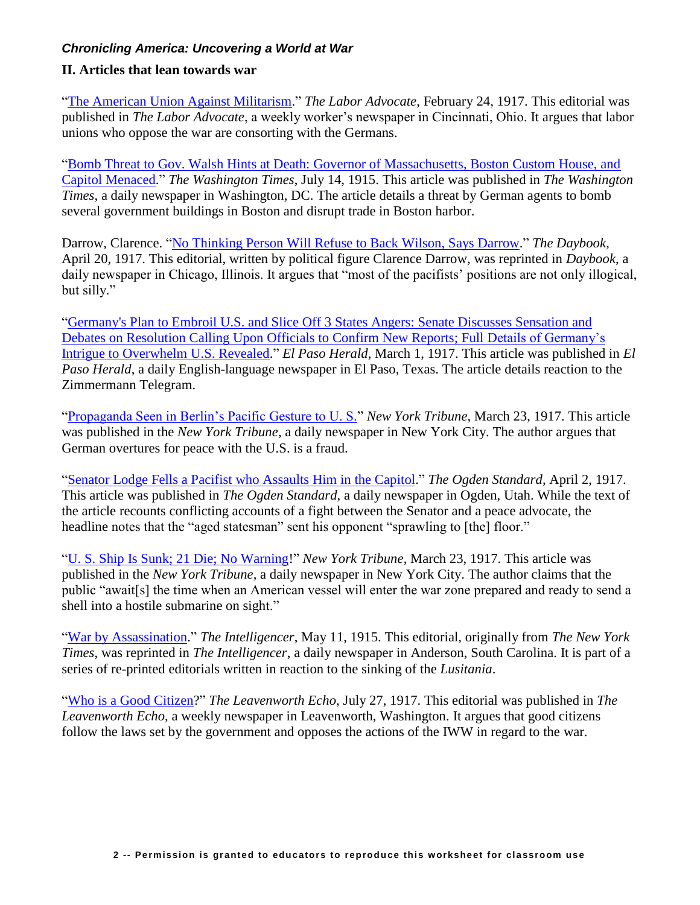*Chronicling America: Uncovering a World at War*

## II. Articles that lean towards war

"The American Union Against Militarism." *The Labor Advocate,* February 24, 1917. This editorial was published in *The Labor Advocate*, a weekly worker's newspaper in Cincinnati, Ohio. It argues that labor unions who oppose the war are consorting with the Germans.

"Bomb Threat to Gov. Walsh Hints at Death: Governor of Massachusetts, Boston Custom House, and Capitol Menaced." *The Washington Times*, July 14, 1915. This article was published in *The Washington Times*, a daily newspaper in Washington, DC. The article details a threat by German agents to bomb several government buildings in Boston and disrupt trade in Boston harbor.

Darrow, Clarence. "No Thinking Person Will Refuse to Back Wilson, Says Darrow." *The Daybook*, April 20, 1917. This editorial, written by political figure Clarence Darrow, was reprinted in *Daybook*, a daily newspaper in Chicago, Illinois. It argues that "most of the pacifists' positions are not only illogical, but silly."

"Germany's Plan to Embroil U.S. and Slice Off 3 States Angers: Senate Discusses Sensation and Debates on Resolution Calling Upon Officials to Confirm New Reports; Full Details of Germany's Intrigue to Overwhelm U.S. Revealed." *El Paso Herald*, March 1, 1917. This article was published in *El Paso Herald*, a daily English-language newspaper in El Paso, Texas. The article details reaction to the Zimmermann Telegram.

"Propaganda Seen in Berlin's Pacific Gesture to U. S." *New York Tribune*, March 23, 1917. This article was published in the *New York Tribune*, a daily newspaper in New York City. The author argues that German overtures for peace with the U.S. is a fraud.

"Senator Lodge Fells a Pacifist who Assaults Him in the Capitol." *The Ogden Standard*, April 2, 1917. This article was published in *The Ogden Standard*, a daily newspaper in Ogden, Utah. While the text of the article recounts conflicting accounts of a fight between the Senator and a peace advocate, the headline notes that the "aged statesman" sent his opponent "sprawling to [the] floor."

"U. S. Ship Is Sunk; 21 Die; No Warning!" *New York Tribune*, March 23, 1917. This article was published in the *New York Tribune*, a daily newspaper in New York City. The author claims that the public "await[s] the time when an American vessel will enter the war zone prepared and ready to send a shell into a hostile submarine on sight."

"War by Assassination." *The Intelligencer*, May 11, 1915. This editorial, originally from *The New York Times*, was reprinted in *The Intelligencer*, a daily newspaper in Anderson, South Carolina. It is part of a series of re-printed editorials written in reaction to the sinking of the *Lusitania*.

"Who is a Good Citizen?" *The Leavenworth Echo*, July 27, 1917. This editorial was published in *The Leavenworth Echo*, a weekly newspaper in Leavenworth, Washington. It argues that good citizens follow the laws set by the government and opposes the actions of the IWW in regard to the war.

**Permission is granted to educators to reproduce this worksheet for classroom use**